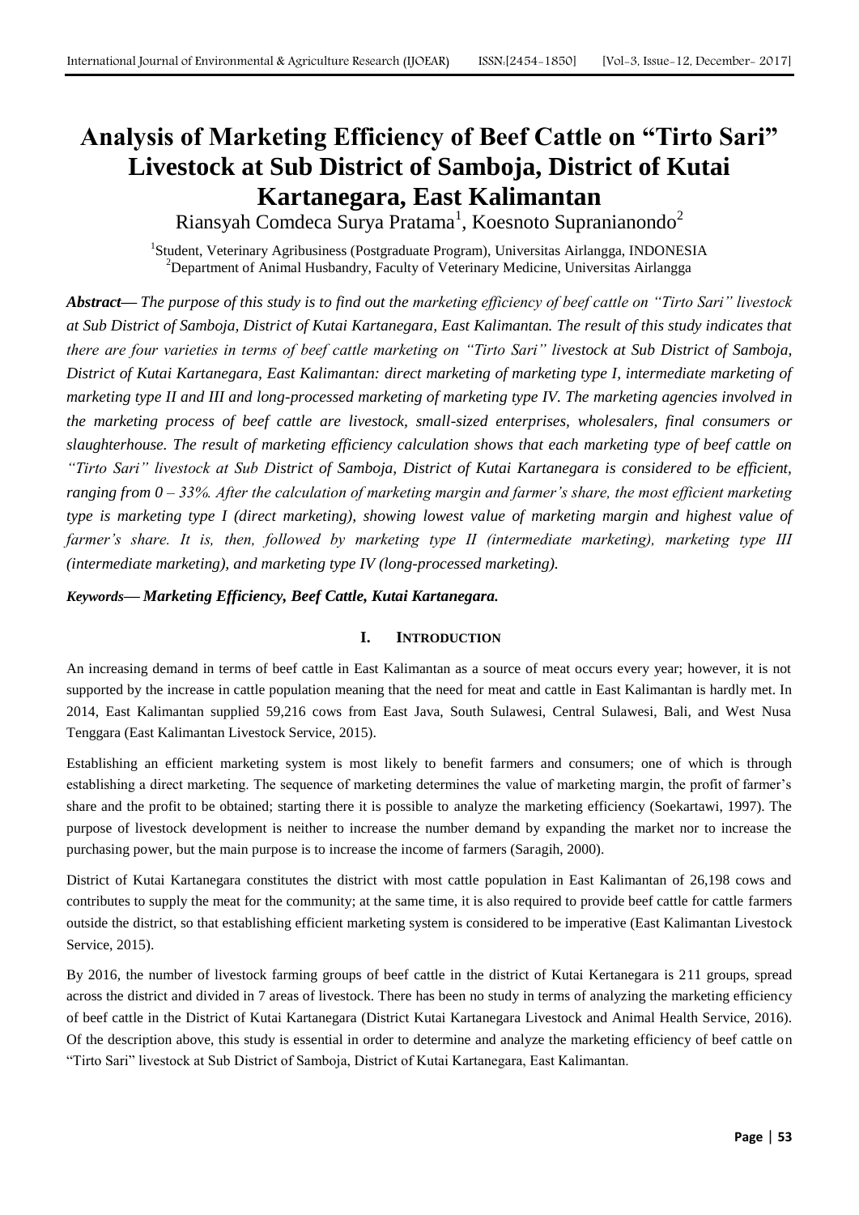# Analysis of Marketing Efficiency of Beef Cattle on "Tirto Sari" Livestock at Sub District of Samboja, District of Kutai Kartanegara, East Kalimantan

Riansyah Comdeca Surya Pratama[1], Koesnoto Supranianondo[2]

[1]Student, Veterinary Agribusiness (Postgraduate Program), Universitas Airlangga, INDONESIA
[2]Department of Animal Husbandry, Faculty of Veterinary Medicine, Universitas Airlangga

***Abstract*** — *The purpose of this study is to find out the marketing efficiency of beef cattle on "Tirto Sari" livestock at Sub District of Samboja, District of Kutai Kartanegara, East Kalimantan. The result of this study indicates that there are four varieties in terms of beef cattle marketing on "Tirto Sari" livestock at Sub District of Samboja, District of Kutai Kartanegara, East Kalimantan: direct marketing of marketing type I, intermediate marketing of marketing type II and III and long-processed marketing of marketing type IV. The marketing agencies involved in the marketing process of beef cattle are livestock, small-sized enterprises, wholesalers, final consumers or slaughterhouse. The result of marketing efficiency calculation shows that each marketing type of beef cattle on "Tirto Sari" livestock at Sub District of Samboja, District of Kutai Kartanegara is considered to be efficient, ranging from 0 – 33%. After the calculation of marketing margin and farmer's share, the most efficient marketing type is marketing type I (direct marketing), showing lowest value of marketing margin and highest value of farmer's share. It is, then, followed by marketing type II (intermediate marketing), marketing type III (intermediate marketing), and marketing type IV (long-processed marketing).*

***Keywords*** — ***Marketing Efficiency, Beef Cattle, Kutai Kartanegara.***

## I. INTRODUCTION

An increasing demand in terms of beef cattle in East Kalimantan as a source of meat occurs every year; however, it is not supported by the increase in cattle population meaning that the need for meat and cattle in East Kalimantan is hardly met. In 2014, East Kalimantan supplied 59,216 cows from East Java, South Sulawesi, Central Sulawesi, Bali, and West Nusa Tenggara (East Kalimantan Livestock Service, 2015).

Establishing an efficient marketing system is most likely to benefit farmers and consumers; one of which is through establishing a direct marketing. The sequence of marketing determines the value of marketing margin, the profit of farmer's share and the profit to be obtained; starting there it is possible to analyze the marketing efficiency (Soekartawi, 1997). The purpose of livestock development is neither to increase the number demand by expanding the market nor to increase the purchasing power, but the main purpose is to increase the income of farmers (Saragih, 2000).

District of Kutai Kartanegara constitutes the district with most cattle population in East Kalimantan of 26,198 cows and contributes to supply the meat for the community; at the same time, it is also required to provide beef cattle for cattle farmers outside the district, so that establishing efficient marketing system is considered to be imperative (East Kalimantan Livestock Service, 2015).

By 2016, the number of livestock farming groups of beef cattle in the district of Kutai Kertanegara is 211 groups, spread across the district and divided in 7 areas of livestock. There has been no study in terms of analyzing the marketing efficiency of beef cattle in the District of Kutai Kartanegara (District Kutai Kartanegara Livestock and Animal Health Service, 2016). Of the description above, this study is essential in order to determine and analyze the marketing efficiency of beef cattle on "Tirto Sari" livestock at Sub District of Samboja, District of Kutai Kartanegara, East Kalimantan.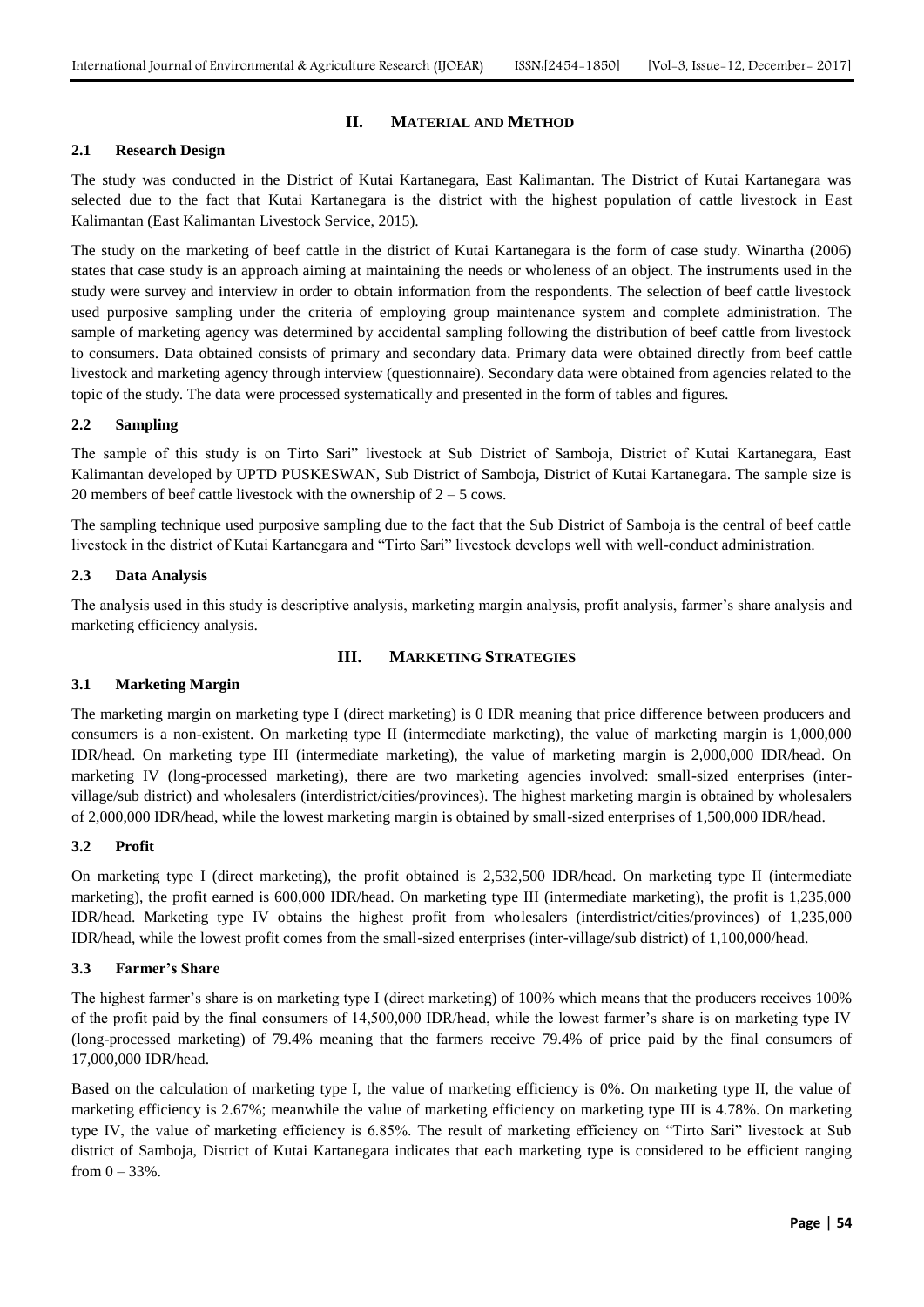## II. MATERIAL AND METHOD

### 2.1 Research Design

The study was conducted in the District of Kutai Kartanegara, East Kalimantan. The District of Kutai Kartanegara was selected due to the fact that Kutai Kartanegara is the district with the highest population of cattle livestock in East Kalimantan (East Kalimantan Livestock Service, 2015).

The study on the marketing of beef cattle in the district of Kutai Kartanegara is the form of case study. Winartha (2006) states that case study is an approach aiming at maintaining the needs or wholeness of an object. The instruments used in the study were survey and interview in order to obtain information from the respondents. The selection of beef cattle livestock used purposive sampling under the criteria of employing group maintenance system and complete administration. The sample of marketing agency was determined by accidental sampling following the distribution of beef cattle from livestock to consumers. Data obtained consists of primary and secondary data. Primary data were obtained directly from beef cattle livestock and marketing agency through interview (questionnaire). Secondary data were obtained from agencies related to the topic of the study. The data were processed systematically and presented in the form of tables and figures.

### 2.2 Sampling

The sample of this study is on Tirto Sari" livestock at Sub District of Samboja, District of Kutai Kartanegara, East Kalimantan developed by UPTD PUSKESWAN, Sub District of Samboja, District of Kutai Kartanegara. The sample size is 20 members of beef cattle livestock with the ownership of 2 – 5 cows.

The sampling technique used purposive sampling due to the fact that the Sub District of Samboja is the central of beef cattle livestock in the district of Kutai Kartanegara and "Tirto Sari" livestock develops well with well-conduct administration.

### 2.3 Data Analysis

The analysis used in this study is descriptive analysis, marketing margin analysis, profit analysis, farmer's share analysis and marketing efficiency analysis.

## III. MARKETING STRATEGIES

### 3.1 Marketing Margin

The marketing margin on marketing type I (direct marketing) is 0 IDR meaning that price difference between producers and consumers is a non-existent. On marketing type II (intermediate marketing), the value of marketing margin is 1,000,000 IDR/head. On marketing type III (intermediate marketing), the value of marketing margin is 2,000,000 IDR/head. On marketing IV (long-processed marketing), there are two marketing agencies involved: small-sized enterprises (inter-village/sub district) and wholesalers (interdistrict/cities/provinces). The highest marketing margin is obtained by wholesalers of 2,000,000 IDR/head, while the lowest marketing margin is obtained by small-sized enterprises of 1,500,000 IDR/head.

### 3.2 Profit

On marketing type I (direct marketing), the profit obtained is 2,532,500 IDR/head. On marketing type II (intermediate marketing), the profit earned is 600,000 IDR/head. On marketing type III (intermediate marketing), the profit is 1,235,000 IDR/head. Marketing type IV obtains the highest profit from wholesalers (interdistrict/cities/provinces) of 1,235,000 IDR/head, while the lowest profit comes from the small-sized enterprises (inter-village/sub district) of 1,100,000/head.

### 3.3 Farmer's Share

The highest farmer's share is on marketing type I (direct marketing) of 100% which means that the producers receives 100% of the profit paid by the final consumers of 14,500,000 IDR/head, while the lowest farmer's share is on marketing type IV (long-processed marketing) of 79.4% meaning that the farmers receive 79.4% of price paid by the final consumers of 17,000,000 IDR/head.

Based on the calculation of marketing type I, the value of marketing efficiency is 0%. On marketing type II, the value of marketing efficiency is 2.67%; meanwhile the value of marketing efficiency on marketing type III is 4.78%. On marketing type IV, the value of marketing efficiency is 6.85%. The result of marketing efficiency on "Tirto Sari" livestock at Sub district of Samboja, District of Kutai Kartanegara indicates that each marketing type is considered to be efficient ranging from 0 – 33%.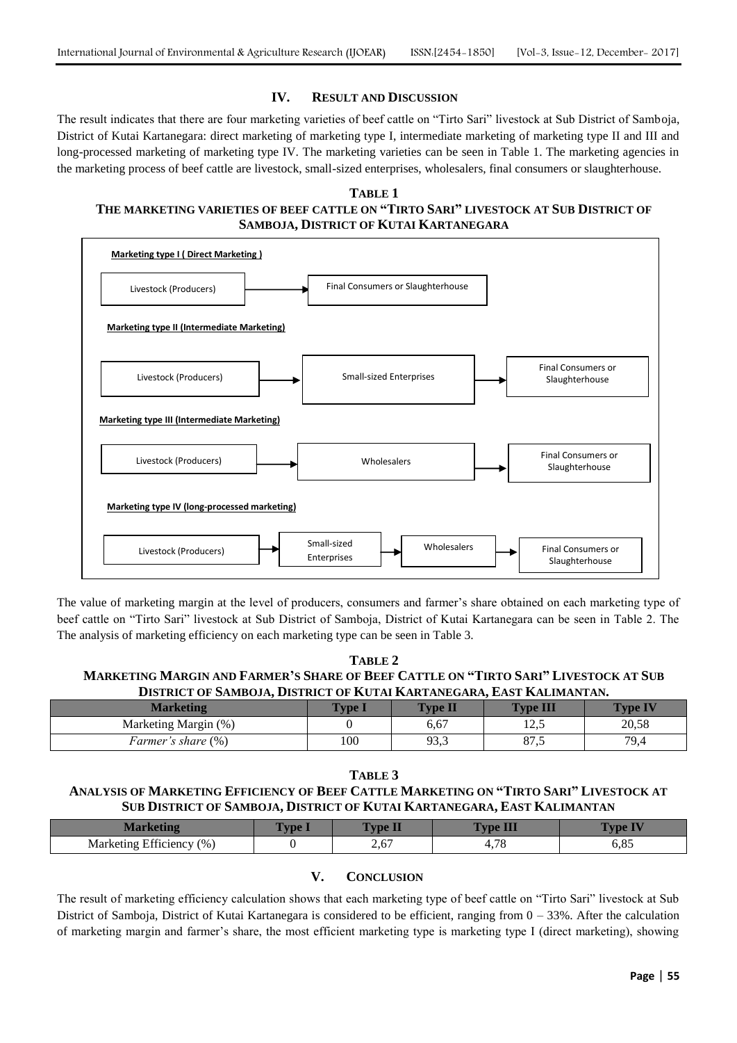## IV. RESULT AND DISCUSSION

The result indicates that there are four marketing varieties of beef cattle on "Tirto Sari" livestock at Sub District of Samboja, District of Kutai Kartanegara: direct marketing of marketing type I, intermediate marketing of marketing type II and III and long-processed marketing of marketing type IV. The marketing varieties can be seen in Table 1. The marketing agencies in the marketing process of beef cattle are livestock, small-sized enterprises, wholesalers, final consumers or slaughterhouse.

**TABLE 1**
**THE MARKETING VARIETIES OF BEEF CATTLE ON "TIRTO SARI" LIVESTOCK AT SUB DISTRICT OF SAMBOJA, DISTRICT OF KUTAI KARTANEGARA**

**Marketing type I ( Direct Marketing )**

Livestock (Producers) → Final Consumers or Slaughterhouse

**Marketing type II (Intermediate Marketing)**

Livestock (Producers) → Small-sized Enterprises → Final Consumers or Slaughterhouse

**Marketing type III (Intermediate Marketing)**

Livestock (Producers) → Wholesalers → Final Consumers or Slaughterhouse

**Marketing type IV (long-processed marketing)**

Livestock (Producers) → Small-sized Enterprises → Wholesalers → Final Consumers or Slaughterhouse

The value of marketing margin at the level of producers, consumers and farmer's share obtained on each marketing type of beef cattle on "Tirto Sari" livestock at Sub District of Samboja, District of Kutai Kartanegara can be seen in Table 2. The The analysis of marketing efficiency on each marketing type can be seen in Table 3.

**TABLE 2**
**MARKETING MARGIN AND FARMER'S SHARE OF BEEF CATTLE ON "TIRTO SARI" LIVESTOCK AT SUB DISTRICT OF SAMBOJA, DISTRICT OF KUTAI KARTANEGARA, EAST KALIMANTAN.**

| Marketing | Type I | Type II | Type III | Type IV |
|---|---|---|---|---|
| Marketing Margin (%) | 0 | 6,67 | 12,5 | 20,58 |
| *Farmer's share* (%) | 100 | 93,3 | 87,5 | 79,4 |

**TABLE 3**
**ANALYSIS OF MARKETING EFFICIENCY OF BEEF CATTLE MARKETING ON "TIRTO SARI" LIVESTOCK AT SUB DISTRICT OF SAMBOJA, DISTRICT OF KUTAI KARTANEGARA, EAST KALIMANTAN**

| Marketing | Type I | Type II | Type III | Type IV |
|---|---|---|---|---|
| Marketing Efficiency (%) | 0 | 2,67 | 4,78 | 6,85 |

## V. CONCLUSION

The result of marketing efficiency calculation shows that each marketing type of beef cattle on "Tirto Sari" livestock at Sub District of Samboja, District of Kutai Kartanegara is considered to be efficient, ranging from 0 – 33%. After the calculation of marketing margin and farmer's share, the most efficient marketing type is marketing type I (direct marketing), showing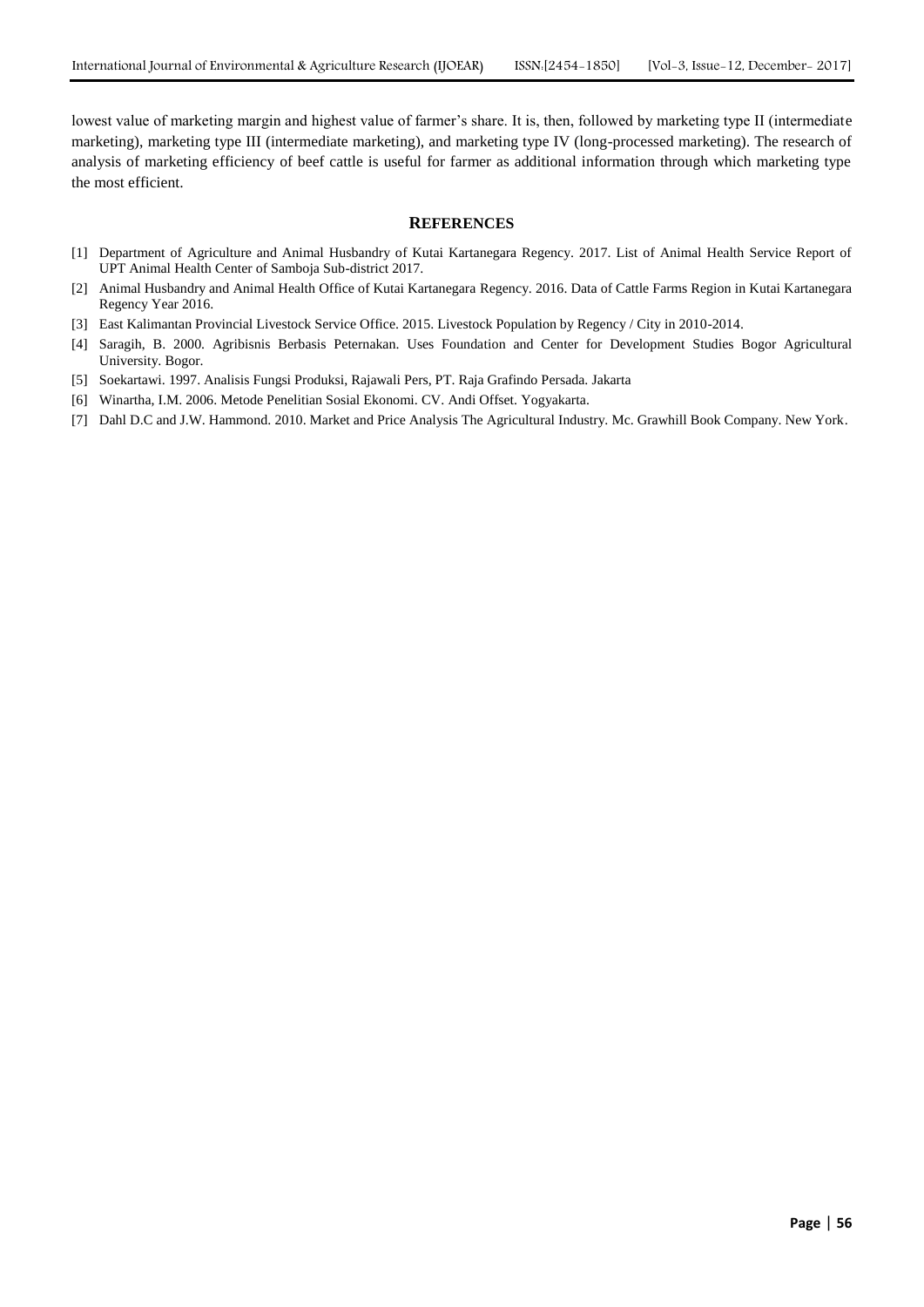lowest value of marketing margin and highest value of farmer's share. It is, then, followed by marketing type II (intermediate marketing), marketing type III (intermediate marketing), and marketing type IV (long-processed marketing). The research of analysis of marketing efficiency of beef cattle is useful for farmer as additional information through which marketing type the most efficient.

## REFERENCES

[1] Department of Agriculture and Animal Husbandry of Kutai Kartanegara Regency. 2017. List of Animal Health Service Report of UPT Animal Health Center of Samboja Sub-district 2017.

[2] Animal Husbandry and Animal Health Office of Kutai Kartanegara Regency. 2016. Data of Cattle Farms Region in Kutai Kartanegara Regency Year 2016.

[3] East Kalimantan Provincial Livestock Service Office. 2015. Livestock Population by Regency / City in 2010-2014.

[4] Saragih, B. 2000. Agribisnis Berbasis Peternakan. Uses Foundation and Center for Development Studies Bogor Agricultural University. Bogor.

[5] Soekartawi. 1997. Analisis Fungsi Produksi, Rajawali Pers, PT. Raja Grafindo Persada. Jakarta

[6] Winartha, I.M. 2006. Metode Penelitian Sosial Ekonomi. CV. Andi Offset. Yogyakarta.

[7] Dahl D.C and J.W. Hammond. 2010. Market and Price Analysis The Agricultural Industry. Mc. Grawhill Book Company. New York.